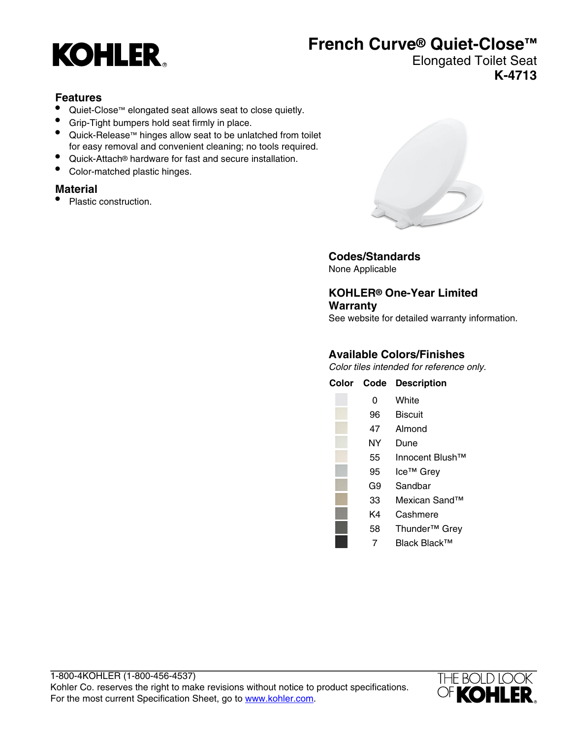# KOHLER

# French Curve® Quiet-Close™

Elongated Toilet Seat

**K-4713**

## Features

- Quiet-Close™ elongated seat allows seat to close quietly.
- Grip-Tight bumpers hold seat firmly in place.
- Quick-Release™ hinges allow seat to be unlatched from toilet for easy removal and convenient cleaning; no tools required.
- Quick-Attach® hardware for fast and secure installation.
- Color-matched plastic hinges.

## Material

- Plastic construction.

## Codes/Standards

None Applicable

## KOHLER® One-Year Limited Warranty

See website for detailed warranty information.

## Available Colors/Finishes

*Color tiles intended for reference only.*

| Color | Code | Description |
|---|---|---|
| | 0 | White |
| | 96 | Biscuit |
| | 47 | Almond |
| | NY | Dune |
| | 55 | Innocent Blush™ |
| | 95 | Ice™ Grey |
| | G9 | Sandbar |
| | 33 | Mexican Sand™ |
| | K4 | Cashmere |
| | 58 | Thunder™ Grey |
| | 7 | Black Black™ |

1-800-4KOHLER (1-800-456-4537)
Kohler Co. reserves the right to make revisions without notice to product specifications.
For the most current Specification Sheet, go to [www.kohler.com](http://www.kohler.com).

THE BOLD LOOK OF KOHLER.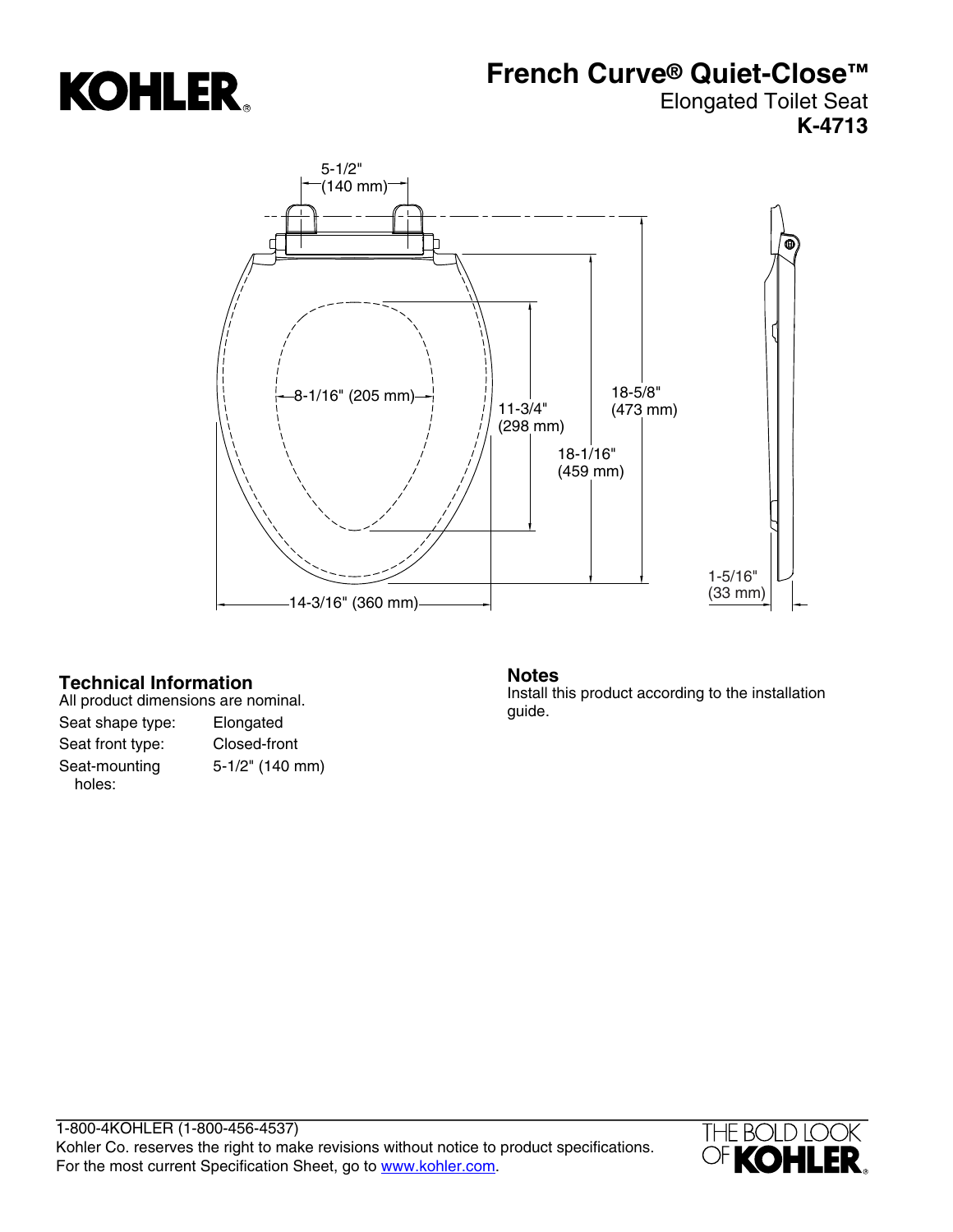**KOHLER**

# French Curve® Quiet-Close™

Elongated Toilet Seat

**K-4713**

5-1/2" (140 mm)

8-1/16" (205 mm)

11-3/4" (298 mm)

18-5/8" (473 mm)

18-1/16" (459 mm)

14-3/16" (360 mm)

1-5/16" (33 mm)

## Technical Information

All product dimensions are nominal.

| | |
|---|---|
| Seat shape type: | Elongated |
| Seat front type: | Closed-front |
| Seat-mounting holes: | 5-1/2" (140 mm) |

## Notes

Install this product according to the installation guide.

1-800-4KOHLER (1-800-456-4537)
Kohler Co. reserves the right to make revisions without notice to product specifications.
For the most current Specification Sheet, go to www.kohler.com.

THE BOLD LOOK OF KOHLER.